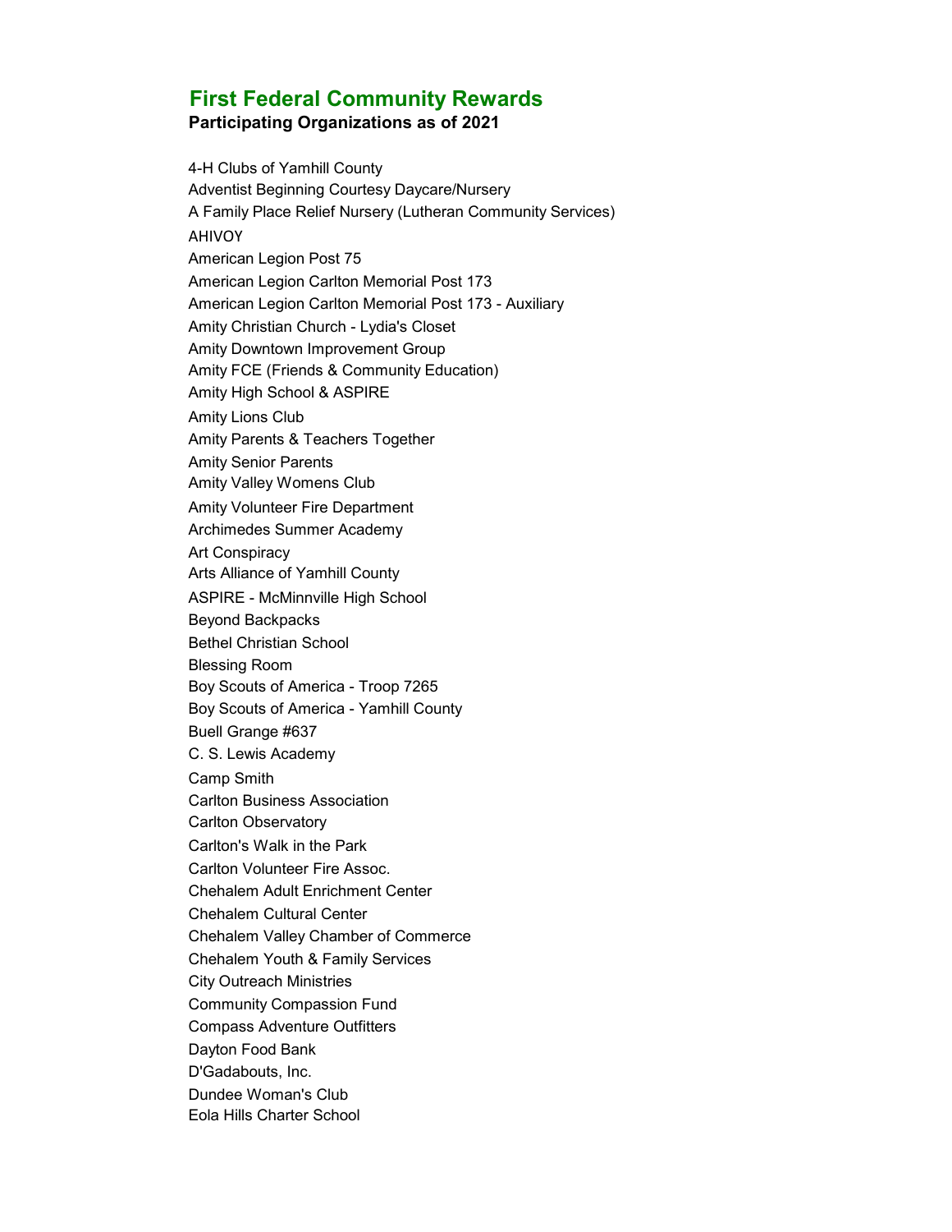# First Federal Community Rewards

**Participating Organizations as of 2021**

4-H Clubs of Yamhill County
Adventist Beginning Courtesy Daycare/Nursery
A Family Place Relief Nursery (Lutheran Community Services)
AHIVOY
American Legion Post 75
American Legion Carlton Memorial Post 173
American Legion Carlton Memorial Post 173 - Auxiliary
Amity Christian Church - Lydia's Closet
Amity Downtown Improvement Group
Amity FCE (Friends & Community Education)
Amity High School & ASPIRE
Amity Lions Club
Amity Parents & Teachers Together
Amity Senior Parents
Amity Valley Womens Club
Amity Volunteer Fire Department
Archimedes Summer Academy
Art Conspiracy
Arts Alliance of Yamhill County
ASPIRE - McMinnville High School
Beyond Backpacks
Bethel Christian School
Blessing Room
Boy Scouts of America - Troop 7265
Boy Scouts of America - Yamhill County
Buell Grange #637
C. S. Lewis Academy
Camp Smith
Carlton Business Association
Carlton Observatory
Carlton's Walk in the Park
Carlton Volunteer Fire Assoc.
Chehalem Adult Enrichment Center
Chehalem Cultural Center
Chehalem Valley Chamber of Commerce
Chehalem Youth & Family Services
City Outreach Ministries
Community Compassion Fund
Compass Adventure Outfitters
Dayton Food Bank
D'Gadabouts, Inc.
Dundee Woman's Club
Eola Hills Charter School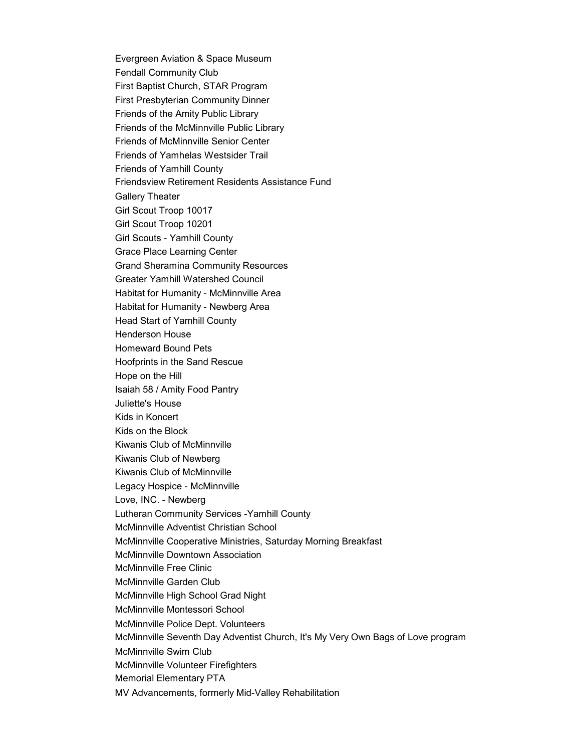Evergreen Aviation & Space Museum

Fendall Community Club

First Baptist Church, STAR Program

First Presbyterian Community Dinner

Friends of the Amity Public Library

Friends of the McMinnville Public Library

Friends of McMinnville Senior Center

Friends of Yamhelas Westsider Trail

Friends of Yamhill County

Friendsview Retirement Residents Assistance Fund

Gallery Theater

Girl Scout Troop 10017

Girl Scout Troop 10201

Girl Scouts - Yamhill County

Grace Place Learning Center

Grand Sheramina Community Resources

Greater Yamhill Watershed Council

Habitat for Humanity - McMinnville Area

Habitat for Humanity - Newberg Area

Head Start of Yamhill County

Henderson House

Homeward Bound Pets

Hoofprints in the Sand Rescue

Hope on the Hill

Isaiah 58 / Amity Food Pantry

Juliette's House

Kids in Koncert

Kids on the Block

Kiwanis Club of McMinnville

Kiwanis Club of Newberg

Kiwanis Club of McMinnville

Legacy Hospice - McMinnville

Love, INC. - Newberg

Lutheran Community Services -Yamhill County

McMinnville Adventist Christian School

McMinnville Cooperative Ministries, Saturday Morning Breakfast

McMinnville Downtown Association

McMinnville Free Clinic

McMinnville Garden Club

McMinnville High School Grad Night

McMinnville Montessori School

McMinnville Police Dept. Volunteers

McMinnville Seventh Day Adventist Church, It's My Very Own Bags of Love program

McMinnville Swim Club

McMinnville Volunteer Firefighters

Memorial Elementary PTA

MV Advancements, formerly Mid-Valley Rehabilitation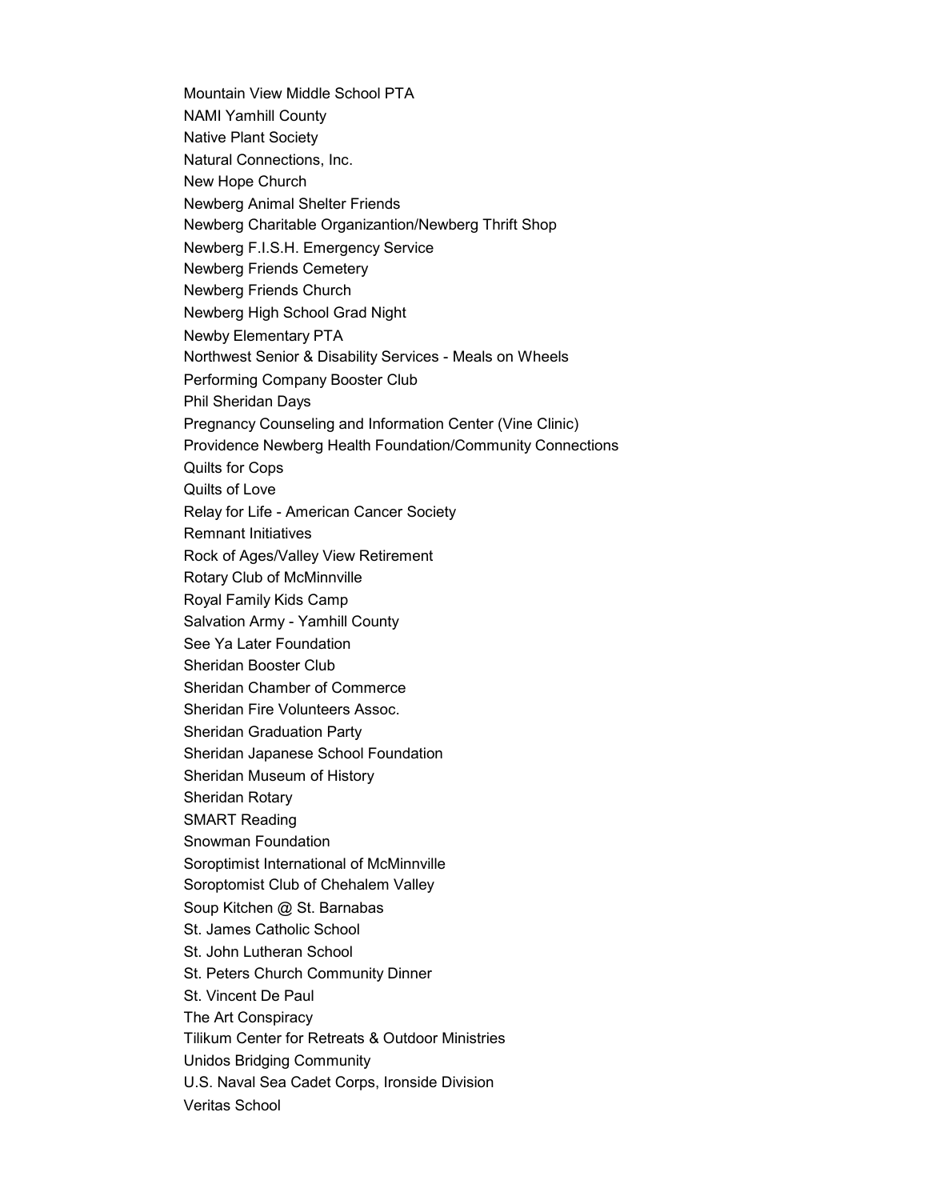Mountain View Middle School PTA
NAMI Yamhill County
Native Plant Society
Natural Connections, Inc.
New Hope Church
Newberg Animal Shelter Friends
Newberg Charitable Organizantion/Newberg Thrift Shop
Newberg F.I.S.H. Emergency Service
Newberg Friends Cemetery
Newberg Friends Church
Newberg High School Grad Night
Newby Elementary PTA
Northwest Senior & Disability Services - Meals on Wheels
Performing Company Booster Club
Phil Sheridan Days
Pregnancy Counseling and Information Center (Vine Clinic)
Providence Newberg Health Foundation/Community Connections
Quilts for Cops
Quilts of Love
Relay for Life - American Cancer Society
Remnant Initiatives
Rock of Ages/Valley View Retirement
Rotary Club of McMinnville
Royal Family Kids Camp
Salvation Army - Yamhill County
See Ya Later Foundation
Sheridan Booster Club
Sheridan Chamber of Commerce
Sheridan Fire Volunteers Assoc.
Sheridan Graduation Party
Sheridan Japanese School Foundation
Sheridan Museum of History
Sheridan Rotary
SMART Reading
Snowman Foundation
Soroptimist International of McMinnville
Soroptomist Club of Chehalem Valley
Soup Kitchen @ St. Barnabas
St. James Catholic School
St. John Lutheran School
St. Peters Church Community Dinner
St. Vincent De Paul
The Art Conspiracy
Tilikum Center for Retreats & Outdoor Ministries
Unidos Bridging Community
U.S. Naval Sea Cadet Corps, Ironside Division
Veritas School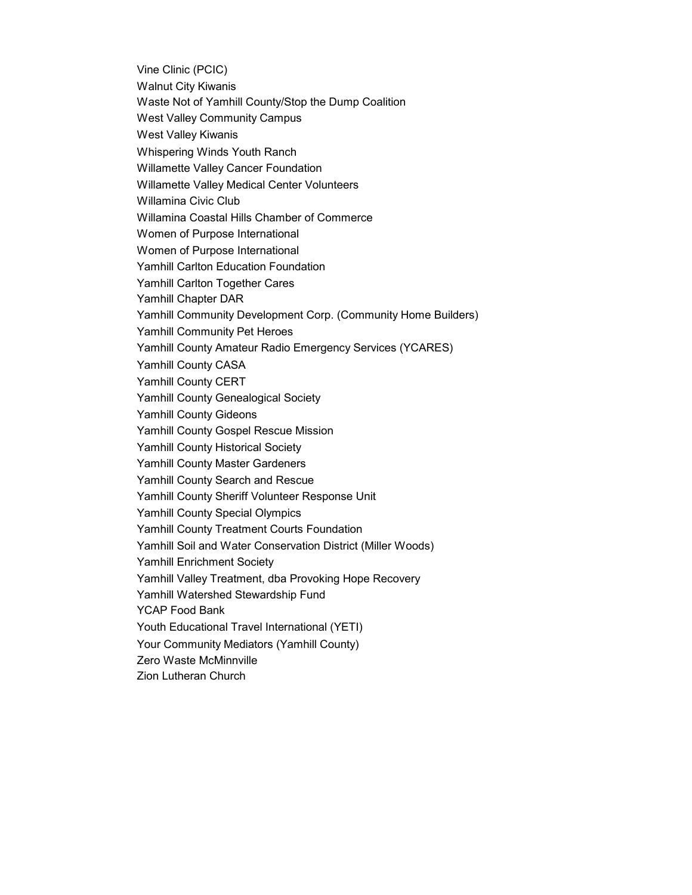Vine Clinic (PCIC)
Walnut City Kiwanis
Waste Not of Yamhill County/Stop the Dump Coalition
West Valley Community Campus
West Valley Kiwanis
Whispering Winds Youth Ranch
Willamette Valley Cancer Foundation
Willamette Valley Medical Center Volunteers
Willamina Civic Club
Willamina Coastal Hills Chamber of Commerce
Women of Purpose International
Women of Purpose International
Yamhill Carlton Education Foundation
Yamhill Carlton Together Cares
Yamhill Chapter DAR
Yamhill Community Development Corp. (Community Home Builders)
Yamhill Community Pet Heroes
Yamhill County Amateur Radio Emergency Services (YCARES)
Yamhill County CASA
Yamhill County CERT
Yamhill County Genealogical Society
Yamhill County Gideons
Yamhill County Gospel Rescue Mission
Yamhill County Historical Society
Yamhill County Master Gardeners
Yamhill County Search and Rescue
Yamhill County Sheriff Volunteer Response Unit
Yamhill County Special Olympics
Yamhill County Treatment Courts Foundation
Yamhill Soil and Water Conservation District (Miller Woods)
Yamhill Enrichment Society
Yamhill Valley Treatment, dba Provoking Hope Recovery
Yamhill Watershed Stewardship Fund
YCAP Food Bank
Youth Educational Travel International (YETI)
Your Community Mediators (Yamhill County)
Zero Waste McMinnville
Zion Lutheran Church